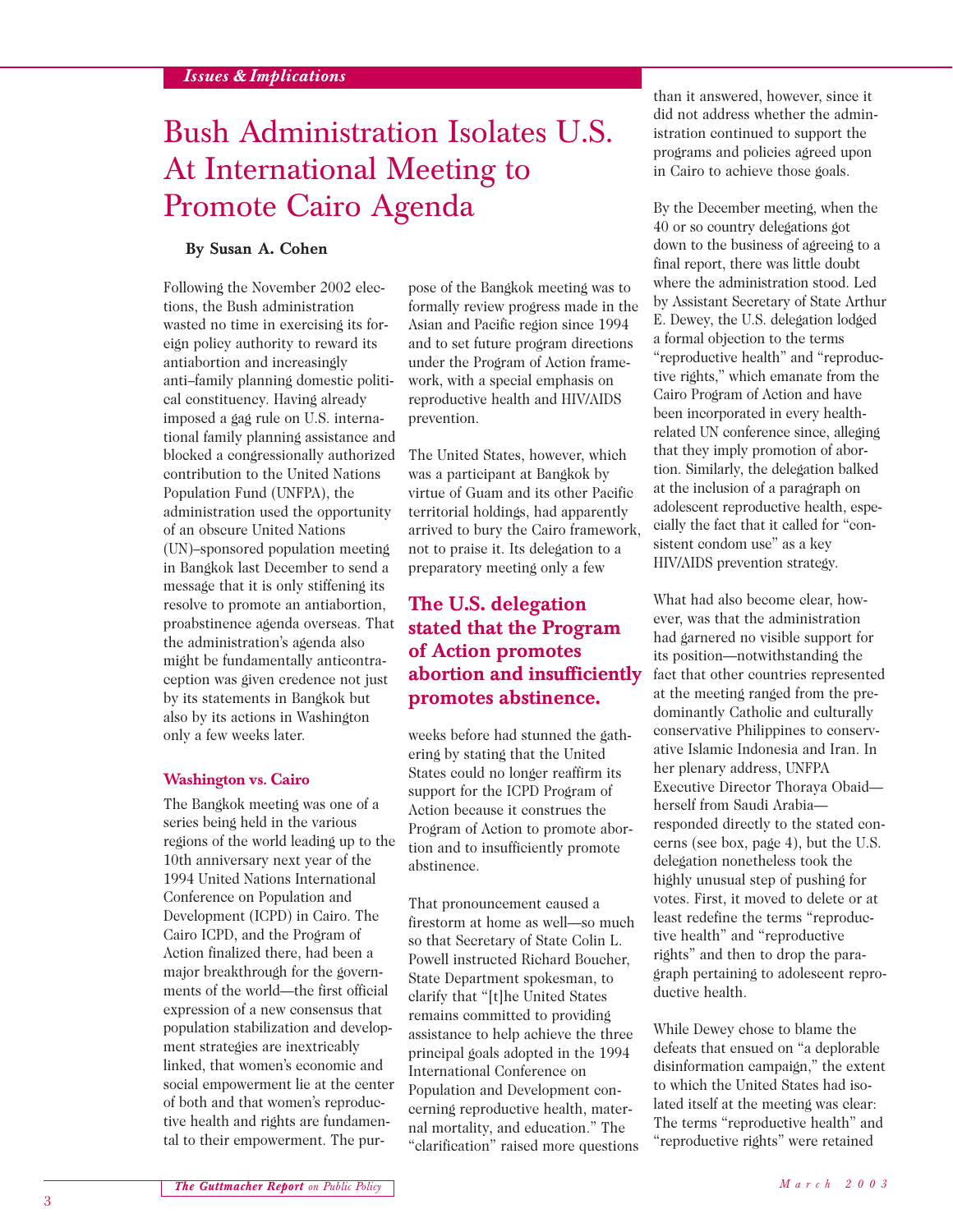*Issues & Implications*

# Bush Administration Isolates U.S. At International Meeting to Promote Cairo Agenda

**By Susan A. Cohen**

Following the November 2002 elections, the Bush administration wasted no time in exercising its foreign policy authority to reward its antiabortion and increasingly anti–family planning domestic political constituency. Having already imposed a gag rule on U.S. international family planning assistance and blocked a congressionally authorized contribution to the United Nations Population Fund (UNFPA), the administration used the opportunity of an obscure United Nations (UN)–sponsored population meeting in Bangkok last December to send a message that it is only stiffening its resolve to promote an antiabortion, proabstinence agenda overseas. That the administration's agenda also might be fundamentally anticontraception was given credence not just by its statements in Bangkok but also by its actions in Washington only a few weeks later.

### Washington vs. Cairo

The Bangkok meeting was one of a series being held in the various regions of the world leading up to the 10th anniversary next year of the 1994 United Nations International Conference on Population and Development (ICPD) in Cairo. The Cairo ICPD, and the Program of Action finalized there, had been a major breakthrough for the governments of the world—the first official expression of a new consensus that population stabilization and development strategies are inextricably linked, that women's economic and social empowerment lie at the center of both and that women's reproductive health and rights are fundamental to their empowerment. The purpose of the Bangkok meeting was to formally review progress made in the Asian and Pacific region since 1994 and to set future program directions under the Program of Action framework, with a special emphasis on reproductive health and HIV/AIDS prevention.

The United States, however, which was a participant at Bangkok by virtue of Guam and its other Pacific territorial holdings, had apparently arrived to bury the Cairo framework, not to praise it. Its delegation to a preparatory meeting only a few weeks before had stunned the gathering by stating that the United States could no longer reaffirm its support for the ICPD Program of Action because it construes the Program of Action to promote abortion and to insufficiently promote abstinence.

**The U.S. delegation stated that the Program of Action promotes abortion and insufficiently promotes abstinence.**

That pronouncement caused a firestorm at home as well—so much so that Secretary of State Colin L. Powell instructed Richard Boucher, State Department spokesman, to clarify that "[t]he United States remains committed to providing assistance to help achieve the three principal goals adopted in the 1994 International Conference on Population and Development concerning reproductive health, maternal mortality, and education." The "clarification" raised more questions than it answered, however, since it did not address whether the administration continued to support the programs and policies agreed upon in Cairo to achieve those goals.

By the December meeting, when the 40 or so country delegations got down to the business of agreeing to a final report, there was little doubt where the administration stood. Led by Assistant Secretary of State Arthur E. Dewey, the U.S. delegation lodged a formal objection to the terms "reproductive health" and "reproductive rights," which emanate from the Cairo Program of Action and have been incorporated in every health-related UN conference since, alleging that they imply promotion of abortion. Similarly, the delegation balked at the inclusion of a paragraph on adolescent reproductive health, especially the fact that it called for "consistent condom use" as a key HIV/AIDS prevention strategy.

What had also become clear, however, was that the administration had garnered no visible support for its position—notwithstanding the fact that other countries represented at the meeting ranged from the predominantly Catholic and culturally conservative Philippines to conservative Islamic Indonesia and Iran. In her plenary address, UNFPA Executive Director Thoraya Obaid—herself from Saudi Arabia—responded directly to the stated concerns (see box, page 4), but the U.S. delegation nonetheless took the highly unusual step of pushing for votes. First, it moved to delete or at least redefine the terms "reproductive health" and "reproductive rights" and then to drop the paragraph pertaining to adolescent reproductive health.

While Dewey chose to blame the defeats that ensued on "a deplorable disinformation campaign," the extent to which the United States had isolated itself at the meeting was clear: The terms "reproductive health" and "reproductive rights" were retained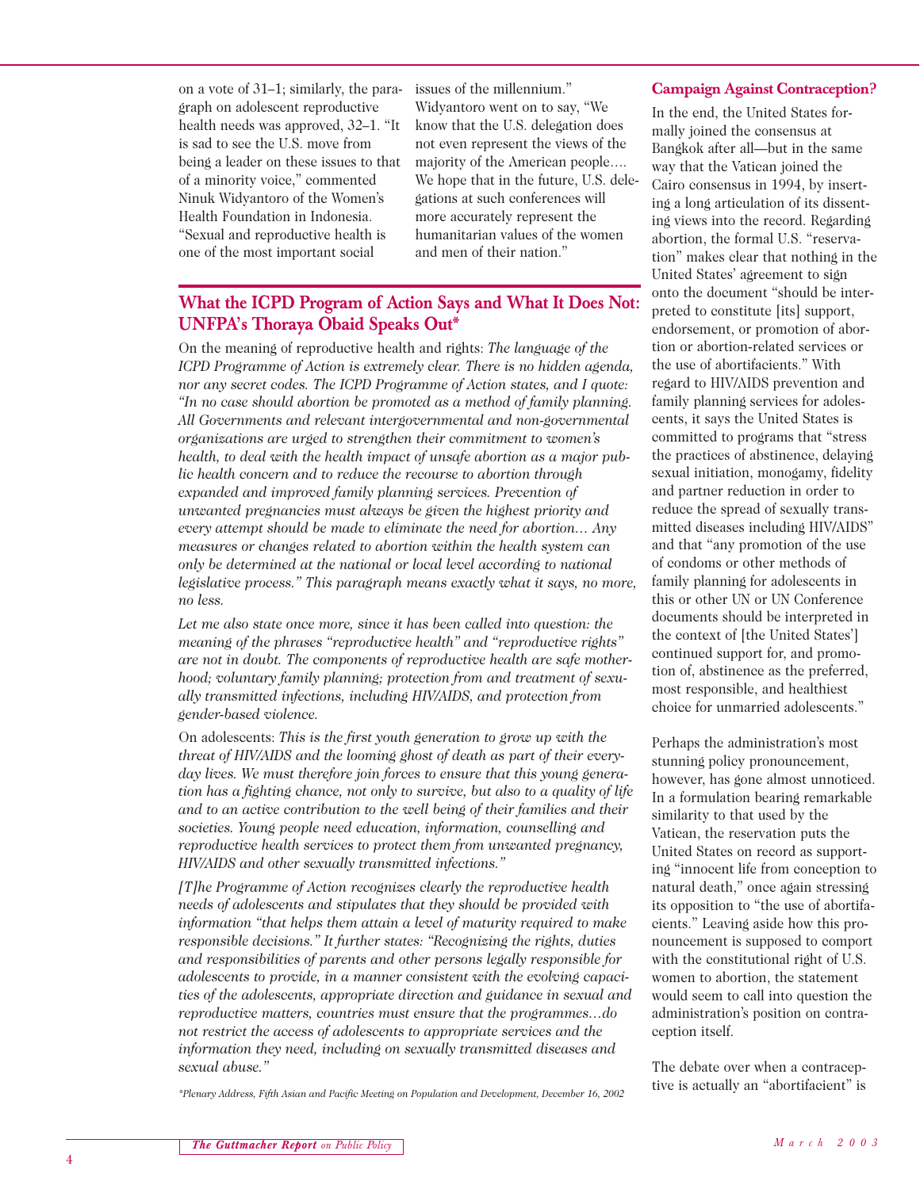on a vote of 31–1; similarly, the paragraph on adolescent reproductive health needs was approved, 32–1. "It is sad to see the U.S. move from being a leader on these issues to that of a minority voice," commented Ninuk Widyantoro of the Women's Health Foundation in Indonesia. "Sexual and reproductive health is one of the most important social issues of the millennium." Widyantoro went on to say, "We know that the U.S. delegation does not even represent the views of the majority of the American people…. We hope that in the future, U.S. delegations at such conferences will more accurately represent the humanitarian values of the women and men of their nation."

## What the ICPD Program of Action Says and What It Does Not: UNFPA's Thoraya Obaid Speaks Out*

On the meaning of reproductive health and rights: *The language of the ICPD Programme of Action is extremely clear. There is no hidden agenda, nor any secret codes. The ICPD Programme of Action states, and I quote: "In no case should abortion be promoted as a method of family planning. All Governments and relevant intergovernmental and non-governmental organizations are urged to strengthen their commitment to women's health, to deal with the health impact of unsafe abortion as a major public health concern and to reduce the recourse to abortion through expanded and improved family planning services. Prevention of unwanted pregnancies must always be given the highest priority and every attempt should be made to eliminate the need for abortion… Any measures or changes related to abortion within the health system can only be determined at the national or local level according to national legislative process." This paragraph means exactly what it says, no more, no less.*

*Let me also state once more, since it has been called into question: the meaning of the phrases "reproductive health" and "reproductive rights" are not in doubt. The components of reproductive health are safe motherhood; voluntary family planning; protection from and treatment of sexually transmitted infections, including HIV/AIDS, and protection from gender-based violence.*

On adolescents: *This is the first youth generation to grow up with the threat of HIV/AIDS and the looming ghost of death as part of their everyday lives. We must therefore join forces to ensure that this young generation has a fighting chance, not only to survive, but also to a quality of life and to an active contribution to the well being of their families and their societies. Young people need education, information, counselling and reproductive health services to protect them from unwanted pregnancy, HIV/AIDS and other sexually transmitted infections."*

*[T]he Programme of Action recognizes clearly the reproductive health needs of adolescents and stipulates that they should be provided with information "that helps them attain a level of maturity required to make responsible decisions." It further states: "Recognizing the rights, duties and responsibilities of parents and other persons legally responsible for adolescents to provide, in a manner consistent with the evolving capacities of the adolescents, appropriate direction and guidance in sexual and reproductive matters, countries must ensure that the programmes…do not restrict the access of adolescents to appropriate services and the information they need, including on sexually transmitted diseases and sexual abuse."*

*\*Plenary Address, Fifth Asian and Pacific Meeting on Population and Development, December 16, 2002*

### Campaign Against Contraception?

In the end, the United States formally joined the consensus at Bangkok after all—but in the same way that the Vatican joined the Cairo consensus in 1994, by inserting a long articulation of its dissenting views into the record. Regarding abortion, the formal U.S. "reservation" makes clear that nothing in the United States' agreement to sign onto the document "should be interpreted to constitute [its] support, endorsement, or promotion of abortion or abortion-related services or the use of abortifacients." With regard to HIV/AIDS prevention and family planning services for adolescents, it says the United States is committed to programs that "stress the practices of abstinence, delaying sexual initiation, monogamy, fidelity and partner reduction in order to reduce the spread of sexually transmitted diseases including HIV/AIDS" and that "any promotion of the use of condoms or other methods of family planning for adolescents in this or other UN or UN Conference documents should be interpreted in the context of [the United States'] continued support for, and promotion of, abstinence as the preferred, most responsible, and healthiest choice for unmarried adolescents."

Perhaps the administration's most stunning policy pronouncement, however, has gone almost unnoticed. In a formulation bearing remarkable similarity to that used by the Vatican, the reservation puts the United States on record as supporting "innocent life from conception to natural death," once again stressing its opposition to "the use of abortifacients." Leaving aside how this pronouncement is supposed to comport with the constitutional right of U.S. women to abortion, the statement would seem to call into question the administration's position on contraception itself.

The debate over when a contraceptive is actually an "abortifacient" is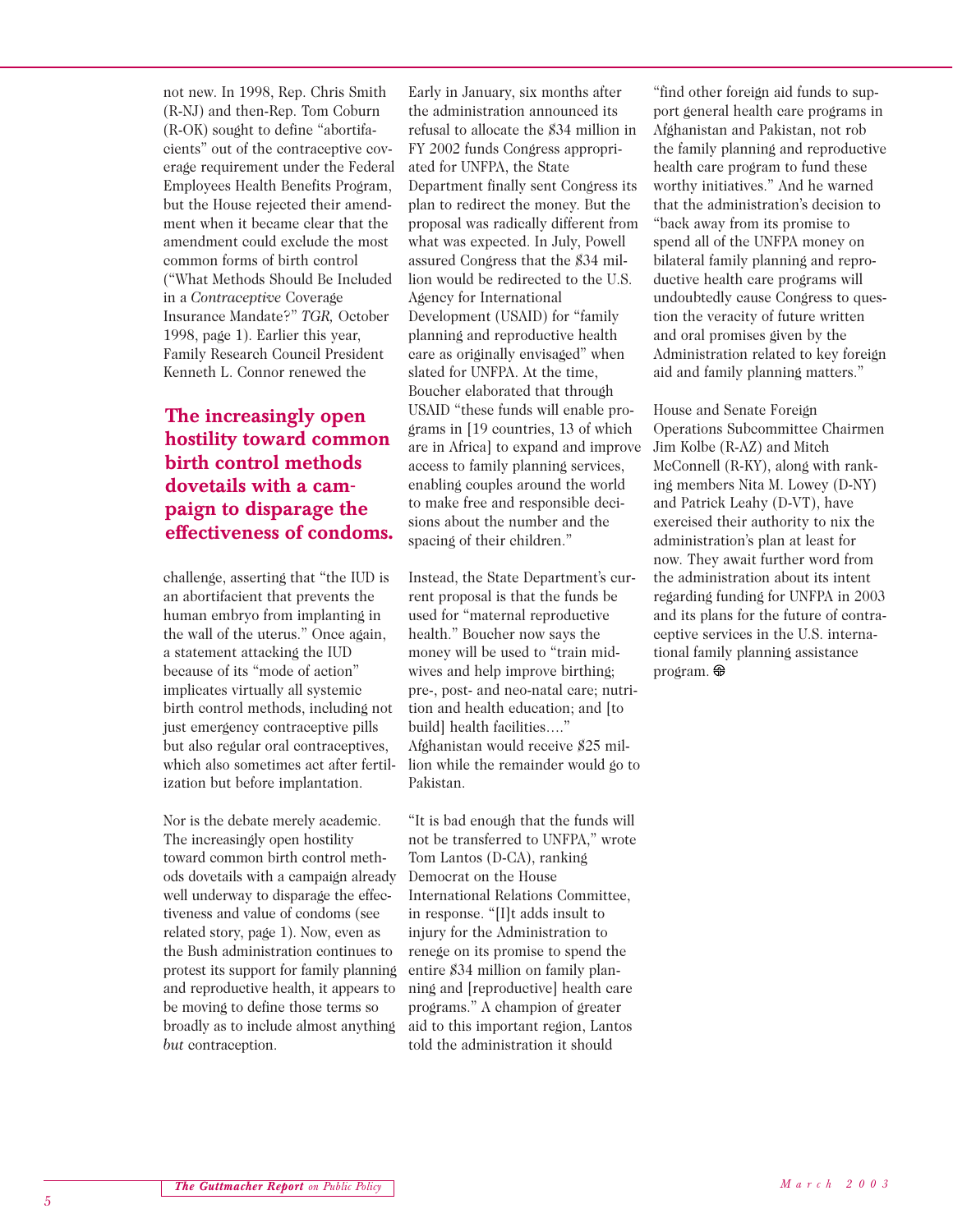not new. In 1998, Rep. Chris Smith (R-NJ) and then-Rep. Tom Coburn (R-OK) sought to define "abortifacients" out of the contraceptive coverage requirement under the Federal Employees Health Benefits Program, but the House rejected their amendment when it became clear that the amendment could exclude the most common forms of birth control ("What Methods Should Be Included in a *Contraceptive* Coverage Insurance Mandate?" *TGR,* October 1998, page 1). Earlier this year, Family Research Council President Kenneth L. Connor renewed the challenge, asserting that "the IUD is an abortifacient that prevents the human embryo from implanting in the wall of the uterus." Once again, a statement attacking the IUD because of its "mode of action" implicates virtually all systemic birth control methods, including not just emergency contraceptive pills but also regular oral contraceptives, which also sometimes act after fertilization but before implantation.

**The increasingly open hostility toward common birth control methods dovetails with a campaign to disparage the effectiveness of condoms.**

Nor is the debate merely academic. The increasingly open hostility toward common birth control methods dovetails with a campaign already well underway to disparage the effectiveness and value of condoms (see related story, page 1). Now, even as the Bush administration continues to protest its support for family planning and reproductive health, it appears to be moving to define those terms so broadly as to include almost anything *but* contraception.

Early in January, six months after the administration announced its refusal to allocate the $34 million in FY 2002 funds Congress appropriated for UNFPA, the State Department finally sent Congress its plan to redirect the money. But the proposal was radically different from what was expected. In July, Powell assured Congress that the $34 million would be redirected to the U.S. Agency for International Development (USAID) for "family planning and reproductive health care as originally envisaged" when slated for UNFPA. At the time, Boucher elaborated that through USAID "these funds will enable programs in [19 countries, 13 of which are in Africa] to expand and improve access to family planning services, enabling couples around the world to make free and responsible decisions about the number and the spacing of their children."

Instead, the State Department's current proposal is that the funds be used for "maternal reproductive health." Boucher now says the money will be used to "train midwives and help improve birthing; pre-, post- and neo-natal care; nutrition and health education; and [to build] health facilities...." Afghanistan would receive $25 million while the remainder would go to Pakistan.

"It is bad enough that the funds will not be transferred to UNFPA," wrote Tom Lantos (D-CA), ranking Democrat on the House International Relations Committee, in response. "[I]t adds insult to injury for the Administration to renege on its promise to spend the entire $34 million on family planning and [reproductive] health care programs." A champion of greater aid to this important region, Lantos told the administration it should "find other foreign aid funds to support general health care programs in Afghanistan and Pakistan, not rob the family planning and reproductive health care program to fund these worthy initiatives." And he warned that the administration's decision to "back away from its promise to spend all of the UNFPA money on bilateral family planning and reproductive health care programs will undoubtedly cause Congress to question the veracity of future written and oral promises given by the Administration related to key foreign aid and family planning matters."

House and Senate Foreign Operations Subcommittee Chairmen Jim Kolbe (R-AZ) and Mitch McConnell (R-KY), along with ranking members Nita M. Lowey (D-NY) and Patrick Leahy (D-VT), have exercised their authority to nix the administration's plan at least for now. They await further word from the administration about its intent regarding funding for UNFPA in 2003 and its plans for the future of contraceptive services in the U.S. international family planning assistance program.